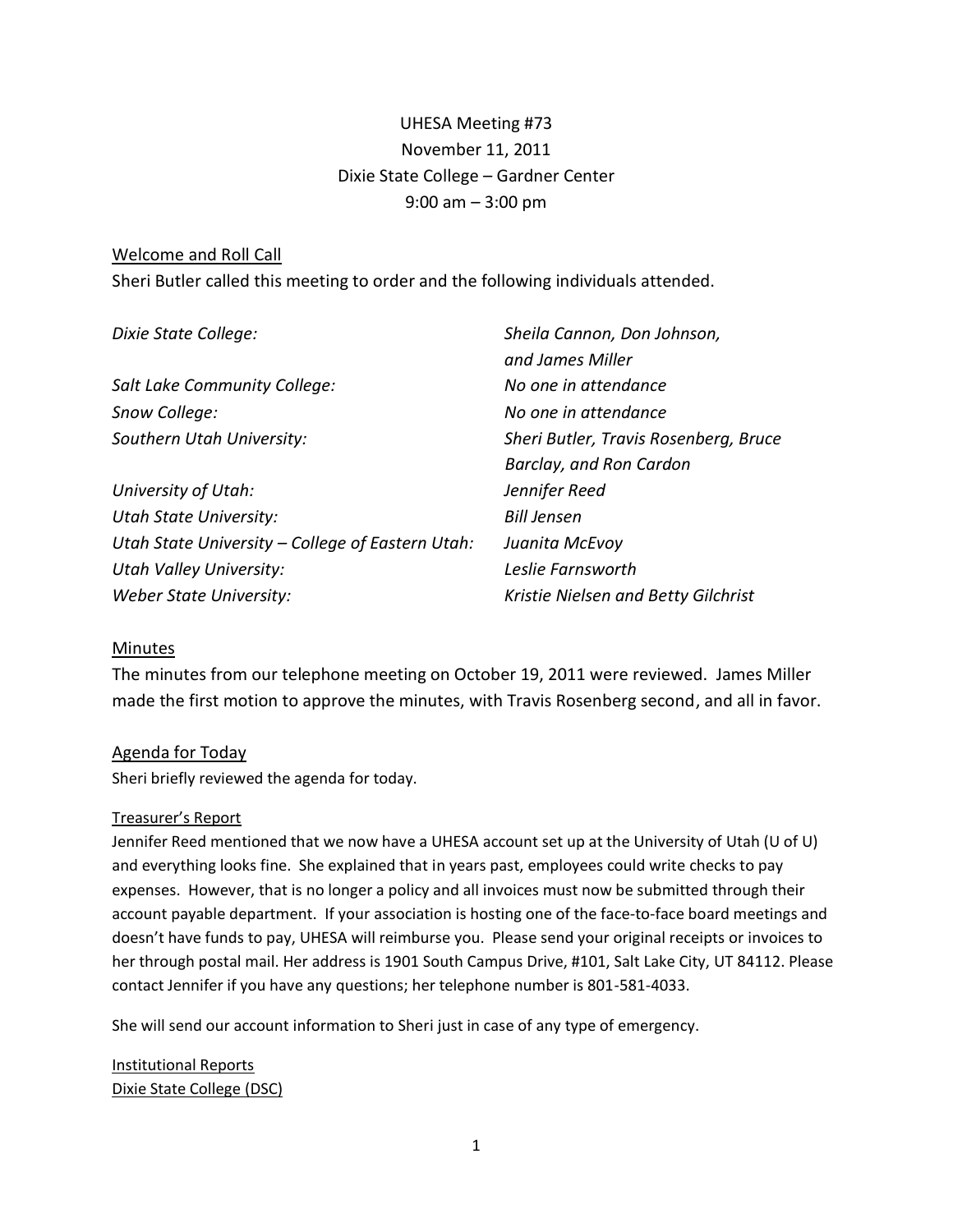# UHESA Meeting #73

November 11, 2011
Dixie State College – Gardner Center
9:00 am – 3:00 pm

## Welcome and Roll Call

Sheri Butler called this meeting to order and the following individuals attended.

| | |
|---|---|
| *Dixie State College:* | *Sheila Cannon, Don Johnson, and James Miller* |
| *Salt Lake Community College:* | *No one in attendance* |
| *Snow College:* | *No one in attendance* |
| *Southern Utah University:* | *Sheri Butler, Travis Rosenberg, Bruce Barclay, and Ron Cardon* |
| *University of Utah:* | *Jennifer Reed* |
| *Utah State University:* | *Bill Jensen* |
| *Utah State University – College of Eastern Utah:* | *Juanita McEvoy* |
| *Utah Valley University:* | *Leslie Farnsworth* |
| *Weber State University:* | *Kristie Nielsen and Betty Gilchrist* |

## Minutes

The minutes from our telephone meeting on October 19, 2011 were reviewed. James Miller made the first motion to approve the minutes, with Travis Rosenberg second, and all in favor.

## Agenda for Today

Sheri briefly reviewed the agenda for today.

### Treasurer's Report

Jennifer Reed mentioned that we now have a UHESA account set up at the University of Utah (U of U) and everything looks fine. She explained that in years past, employees could write checks to pay expenses. However, that is no longer a policy and all invoices must now be submitted through their account payable department. If your association is hosting one of the face-to-face board meetings and doesn't have funds to pay, UHESA will reimburse you. Please send your original receipts or invoices to her through postal mail. Her address is 1901 South Campus Drive, #101, Salt Lake City, UT 84112. Please contact Jennifer if you have any questions; her telephone number is 801-581-4033.

She will send our account information to Sheri just in case of any type of emergency.

### Institutional Reports

#### Dixie State College (DSC)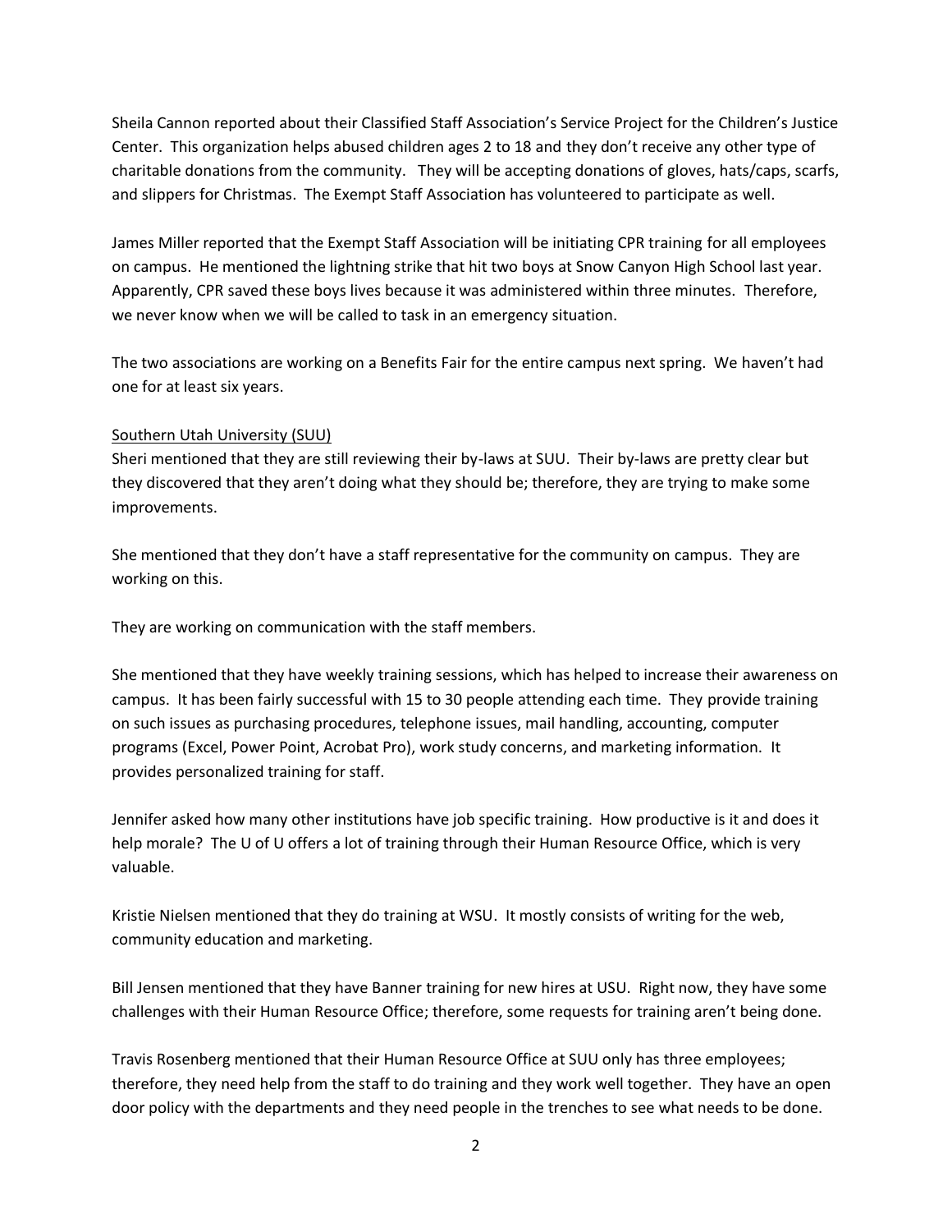Sheila Cannon reported about their Classified Staff Association's Service Project for the Children's Justice Center. This organization helps abused children ages 2 to 18 and they don't receive any other type of charitable donations from the community. They will be accepting donations of gloves, hats/caps, scarfs, and slippers for Christmas. The Exempt Staff Association has volunteered to participate as well.

James Miller reported that the Exempt Staff Association will be initiating CPR training for all employees on campus. He mentioned the lightning strike that hit two boys at Snow Canyon High School last year. Apparently, CPR saved these boys lives because it was administered within three minutes. Therefore, we never know when we will be called to task in an emergency situation.

The two associations are working on a Benefits Fair for the entire campus next spring. We haven't had one for at least six years.

Southern Utah University (SUU)

Sheri mentioned that they are still reviewing their by-laws at SUU. Their by-laws are pretty clear but they discovered that they aren't doing what they should be; therefore, they are trying to make some improvements.

She mentioned that they don't have a staff representative for the community on campus. They are working on this.

They are working on communication with the staff members.

She mentioned that they have weekly training sessions, which has helped to increase their awareness on campus. It has been fairly successful with 15 to 30 people attending each time. They provide training on such issues as purchasing procedures, telephone issues, mail handling, accounting, computer programs (Excel, Power Point, Acrobat Pro), work study concerns, and marketing information. It provides personalized training for staff.

Jennifer asked how many other institutions have job specific training. How productive is it and does it help morale? The U of U offers a lot of training through their Human Resource Office, which is very valuable.

Kristie Nielsen mentioned that they do training at WSU. It mostly consists of writing for the web, community education and marketing.

Bill Jensen mentioned that they have Banner training for new hires at USU. Right now, they have some challenges with their Human Resource Office; therefore, some requests for training aren't being done.

Travis Rosenberg mentioned that their Human Resource Office at SUU only has three employees; therefore, they need help from the staff to do training and they work well together. They have an open door policy with the departments and they need people in the trenches to see what needs to be done.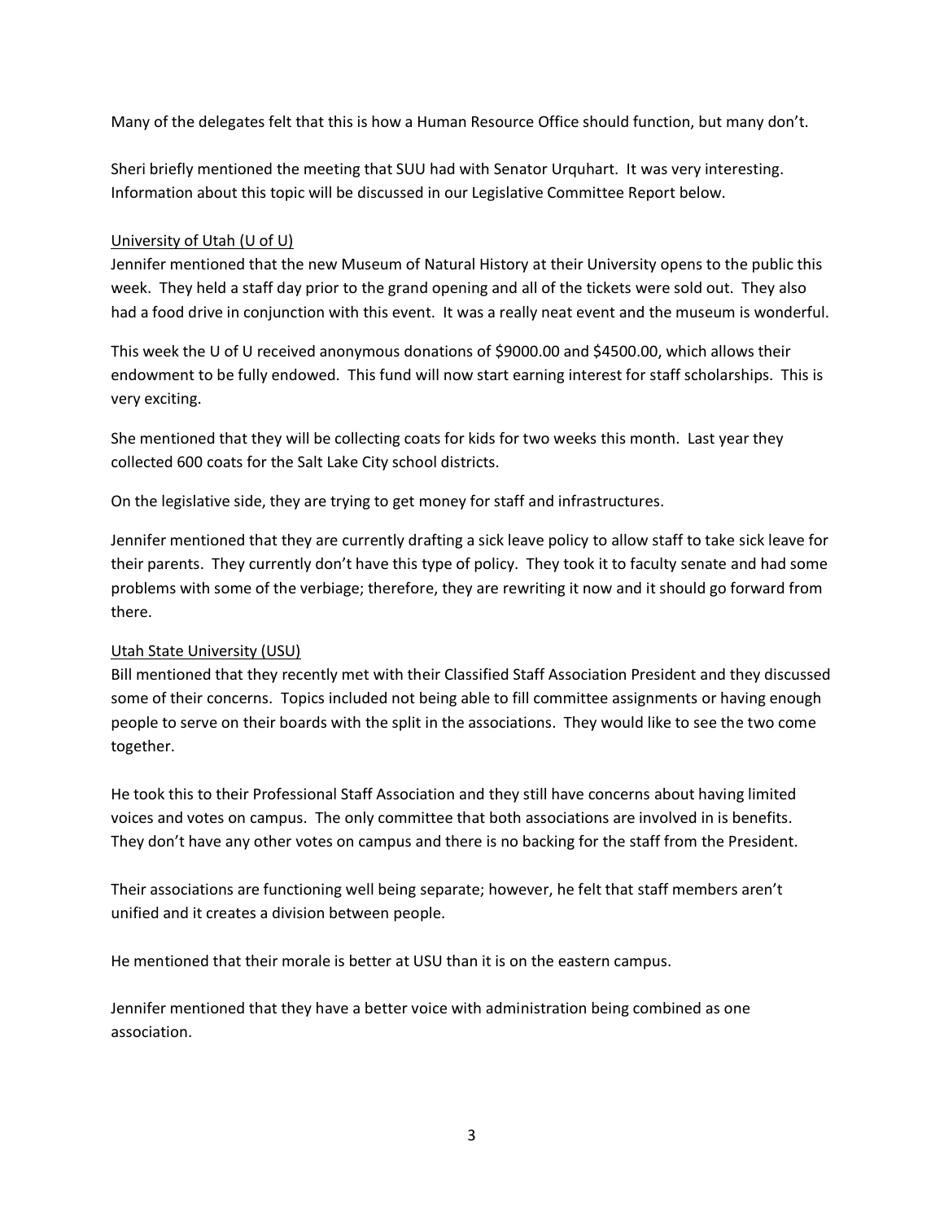Many of the delegates felt that this is how a Human Resource Office should function, but many don't.

Sheri briefly mentioned the meeting that SUU had with Senator Urquhart. It was very interesting. Information about this topic will be discussed in our Legislative Committee Report below.

<u>University of Utah (U of U)</u>

Jennifer mentioned that the new Museum of Natural History at their University opens to the public this week. They held a staff day prior to the grand opening and all of the tickets were sold out. They also had a food drive in conjunction with this event. It was a really neat event and the museum is wonderful.

This week the U of U received anonymous donations of $9000.00 and $4500.00, which allows their endowment to be fully endowed. This fund will now start earning interest for staff scholarships. This is very exciting.

She mentioned that they will be collecting coats for kids for two weeks this month. Last year they collected 600 coats for the Salt Lake City school districts.

On the legislative side, they are trying to get money for staff and infrastructures.

Jennifer mentioned that they are currently drafting a sick leave policy to allow staff to take sick leave for their parents. They currently don't have this type of policy. They took it to faculty senate and had some problems with some of the verbiage; therefore, they are rewriting it now and it should go forward from there.

<u>Utah State University (USU)</u>

Bill mentioned that they recently met with their Classified Staff Association President and they discussed some of their concerns. Topics included not being able to fill committee assignments or having enough people to serve on their boards with the split in the associations. They would like to see the two come together.

He took this to their Professional Staff Association and they still have concerns about having limited voices and votes on campus. The only committee that both associations are involved in is benefits. They don't have any other votes on campus and there is no backing for the staff from the President.

Their associations are functioning well being separate; however, he felt that staff members aren't unified and it creates a division between people.

He mentioned that their morale is better at USU than it is on the eastern campus.

Jennifer mentioned that they have a better voice with administration being combined as one association.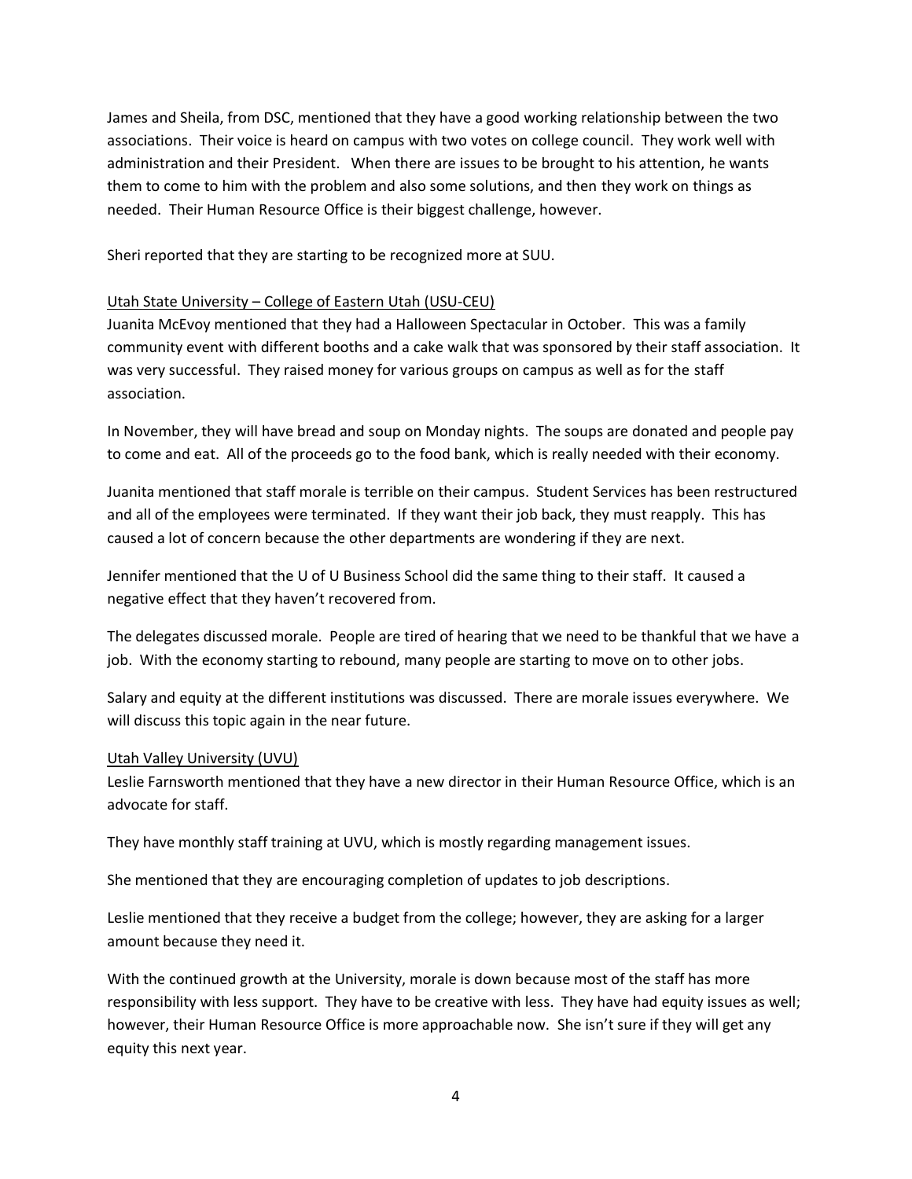James and Sheila, from DSC, mentioned that they have a good working relationship between the two associations. Their voice is heard on campus with two votes on college council. They work well with administration and their President. When there are issues to be brought to his attention, he wants them to come to him with the problem and also some solutions, and then they work on things as needed. Their Human Resource Office is their biggest challenge, however.

Sheri reported that they are starting to be recognized more at SUU.

<u>Utah State University – College of Eastern Utah (USU-CEU)</u>

Juanita McEvoy mentioned that they had a Halloween Spectacular in October. This was a family community event with different booths and a cake walk that was sponsored by their staff association. It was very successful. They raised money for various groups on campus as well as for the staff association.

In November, they will have bread and soup on Monday nights. The soups are donated and people pay to come and eat. All of the proceeds go to the food bank, which is really needed with their economy.

Juanita mentioned that staff morale is terrible on their campus. Student Services has been restructured and all of the employees were terminated. If they want their job back, they must reapply. This has caused a lot of concern because the other departments are wondering if they are next.

Jennifer mentioned that the U of U Business School did the same thing to their staff. It caused a negative effect that they haven't recovered from.

The delegates discussed morale. People are tired of hearing that we need to be thankful that we have a job. With the economy starting to rebound, many people are starting to move on to other jobs.

Salary and equity at the different institutions was discussed. There are morale issues everywhere. We will discuss this topic again in the near future.

<u>Utah Valley University (UVU)</u>

Leslie Farnsworth mentioned that they have a new director in their Human Resource Office, which is an advocate for staff.

They have monthly staff training at UVU, which is mostly regarding management issues.

She mentioned that they are encouraging completion of updates to job descriptions.

Leslie mentioned that they receive a budget from the college; however, they are asking for a larger amount because they need it.

With the continued growth at the University, morale is down because most of the staff has more responsibility with less support. They have to be creative with less. They have had equity issues as well; however, their Human Resource Office is more approachable now. She isn't sure if they will get any equity this next year.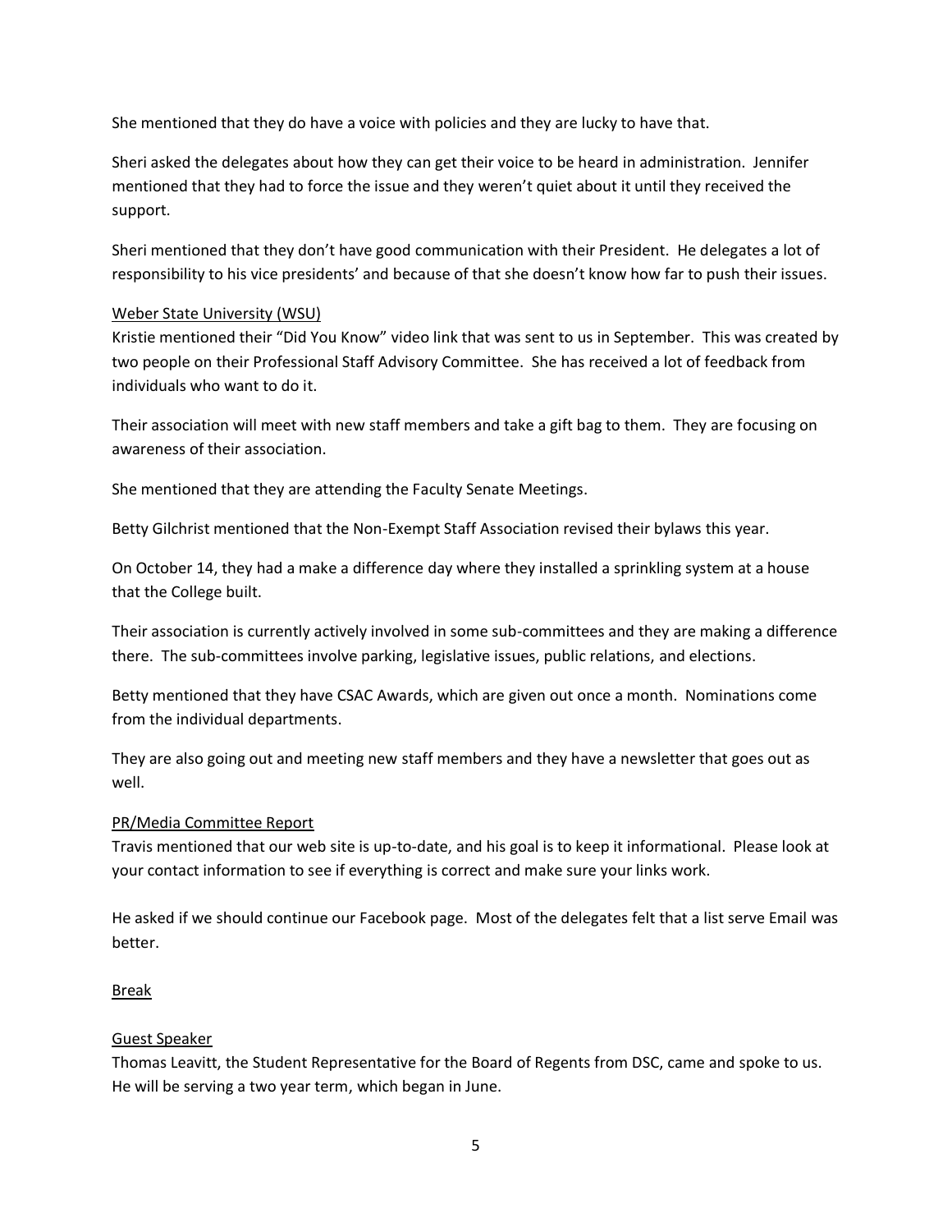She mentioned that they do have a voice with policies and they are lucky to have that.

Sheri asked the delegates about how they can get their voice to be heard in administration. Jennifer mentioned that they had to force the issue and they weren't quiet about it until they received the support.

Sheri mentioned that they don't have good communication with their President. He delegates a lot of responsibility to his vice presidents' and because of that she doesn't know how far to push their issues.

<u>Weber State University (WSU)</u>
Kristie mentioned their "Did You Know" video link that was sent to us in September. This was created by two people on their Professional Staff Advisory Committee. She has received a lot of feedback from individuals who want to do it.

Their association will meet with new staff members and take a gift bag to them. They are focusing on awareness of their association.

She mentioned that they are attending the Faculty Senate Meetings.

Betty Gilchrist mentioned that the Non-Exempt Staff Association revised their bylaws this year.

On October 14, they had a make a difference day where they installed a sprinkling system at a house that the College built.

Their association is currently actively involved in some sub-committees and they are making a difference there. The sub-committees involve parking, legislative issues, public relations, and elections.

Betty mentioned that they have CSAC Awards, which are given out once a month. Nominations come from the individual departments.

They are also going out and meeting new staff members and they have a newsletter that goes out as well.

<u>PR/Media Committee Report</u>
Travis mentioned that our web site is up-to-date, and his goal is to keep it informational. Please look at your contact information to see if everything is correct and make sure your links work.

He asked if we should continue our Facebook page. Most of the delegates felt that a list serve Email was better.

<u>Break</u>

<u>Guest Speaker</u>
Thomas Leavitt, the Student Representative for the Board of Regents from DSC, came and spoke to us. He will be serving a two year term, which began in June.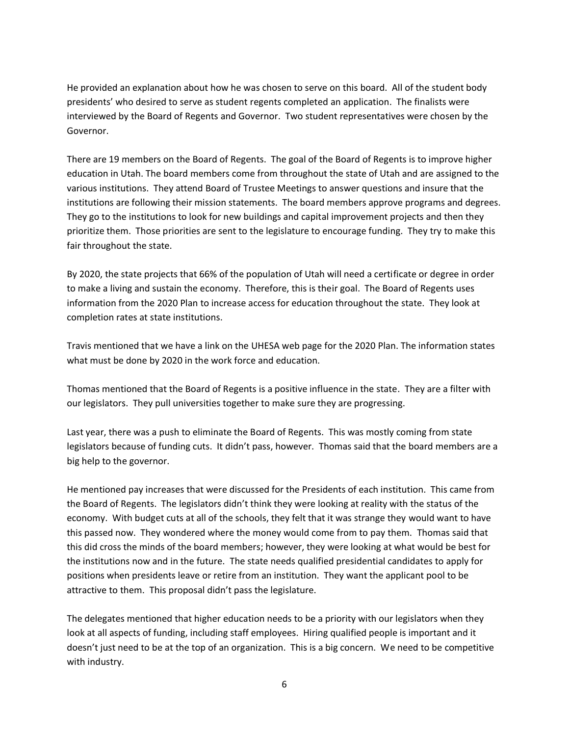He provided an explanation about how he was chosen to serve on this board. All of the student body presidents' who desired to serve as student regents completed an application. The finalists were interviewed by the Board of Regents and Governor. Two student representatives were chosen by the Governor.

There are 19 members on the Board of Regents. The goal of the Board of Regents is to improve higher education in Utah. The board members come from throughout the state of Utah and are assigned to the various institutions. They attend Board of Trustee Meetings to answer questions and insure that the institutions are following their mission statements. The board members approve programs and degrees. They go to the institutions to look for new buildings and capital improvement projects and then they prioritize them. Those priorities are sent to the legislature to encourage funding. They try to make this fair throughout the state.

By 2020, the state projects that 66% of the population of Utah will need a certificate or degree in order to make a living and sustain the economy. Therefore, this is their goal. The Board of Regents uses information from the 2020 Plan to increase access for education throughout the state. They look at completion rates at state institutions.

Travis mentioned that we have a link on the UHESA web page for the 2020 Plan. The information states what must be done by 2020 in the work force and education.

Thomas mentioned that the Board of Regents is a positive influence in the state. They are a filter with our legislators. They pull universities together to make sure they are progressing.

Last year, there was a push to eliminate the Board of Regents. This was mostly coming from state legislators because of funding cuts. It didn't pass, however. Thomas said that the board members are a big help to the governor.

He mentioned pay increases that were discussed for the Presidents of each institution. This came from the Board of Regents. The legislators didn't think they were looking at reality with the status of the economy. With budget cuts at all of the schools, they felt that it was strange they would want to have this passed now. They wondered where the money would come from to pay them. Thomas said that this did cross the minds of the board members; however, they were looking at what would be best for the institutions now and in the future. The state needs qualified presidential candidates to apply for positions when presidents leave or retire from an institution. They want the applicant pool to be attractive to them. This proposal didn't pass the legislature.

The delegates mentioned that higher education needs to be a priority with our legislators when they look at all aspects of funding, including staff employees. Hiring qualified people is important and it doesn't just need to be at the top of an organization. This is a big concern. We need to be competitive with industry.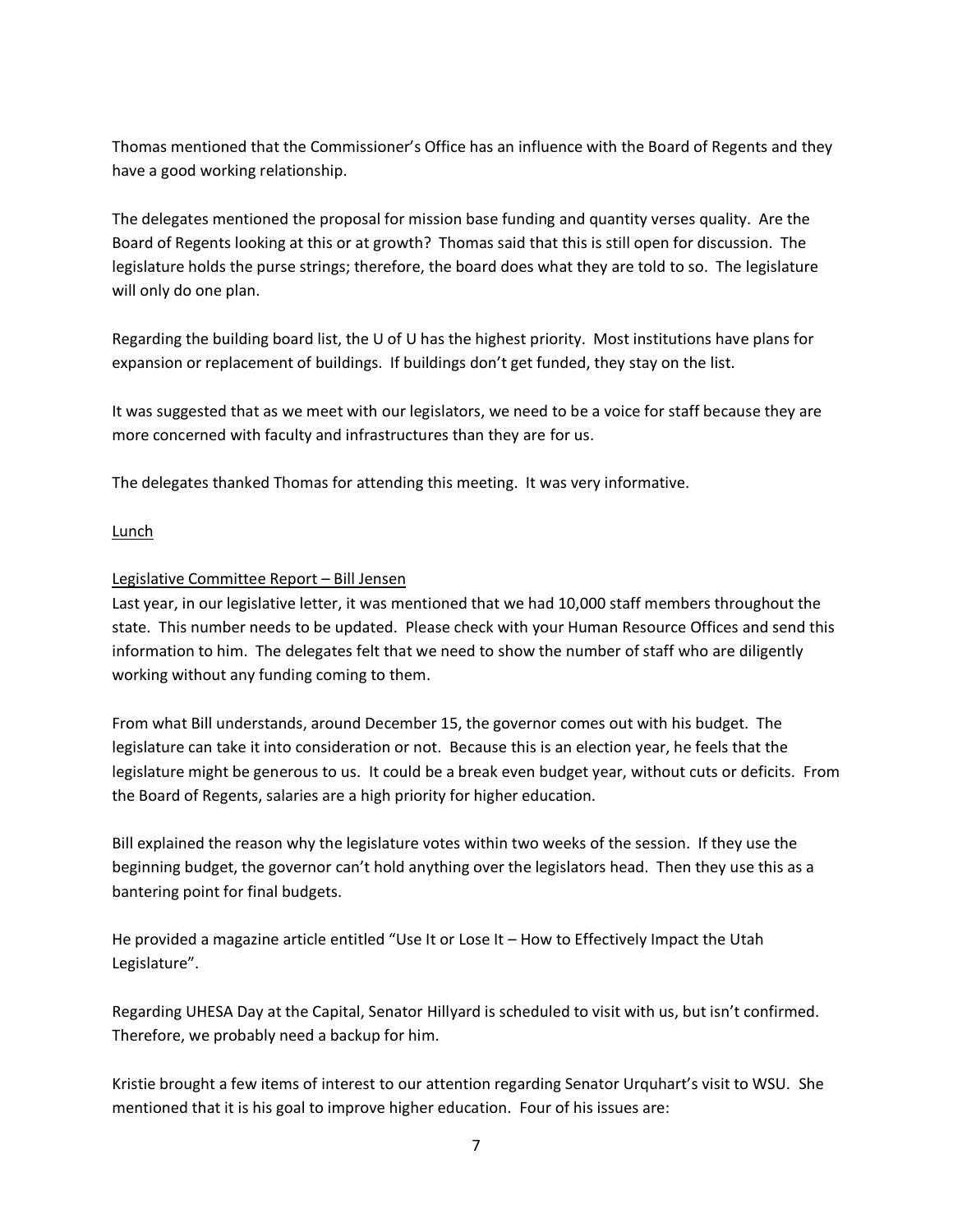Thomas mentioned that the Commissioner's Office has an influence with the Board of Regents and they have a good working relationship.

The delegates mentioned the proposal for mission base funding and quantity verses quality. Are the Board of Regents looking at this or at growth? Thomas said that this is still open for discussion. The legislature holds the purse strings; therefore, the board does what they are told to so. The legislature will only do one plan.

Regarding the building board list, the U of U has the highest priority. Most institutions have plans for expansion or replacement of buildings. If buildings don't get funded, they stay on the list.

It was suggested that as we meet with our legislators, we need to be a voice for staff because they are more concerned with faculty and infrastructures than they are for us.

The delegates thanked Thomas for attending this meeting. It was very informative.

Lunch

Legislative Committee Report – Bill Jensen

Last year, in our legislative letter, it was mentioned that we had 10,000 staff members throughout the state. This number needs to be updated. Please check with your Human Resource Offices and send this information to him. The delegates felt that we need to show the number of staff who are diligently working without any funding coming to them.

From what Bill understands, around December 15, the governor comes out with his budget. The legislature can take it into consideration or not. Because this is an election year, he feels that the legislature might be generous to us. It could be a break even budget year, without cuts or deficits. From the Board of Regents, salaries are a high priority for higher education.

Bill explained the reason why the legislature votes within two weeks of the session. If they use the beginning budget, the governor can't hold anything over the legislators head. Then they use this as a bantering point for final budgets.

He provided a magazine article entitled "Use It or Lose It – How to Effectively Impact the Utah Legislature".

Regarding UHESA Day at the Capital, Senator Hillyard is scheduled to visit with us, but isn't confirmed. Therefore, we probably need a backup for him.

Kristie brought a few items of interest to our attention regarding Senator Urquhart's visit to WSU. She mentioned that it is his goal to improve higher education. Four of his issues are: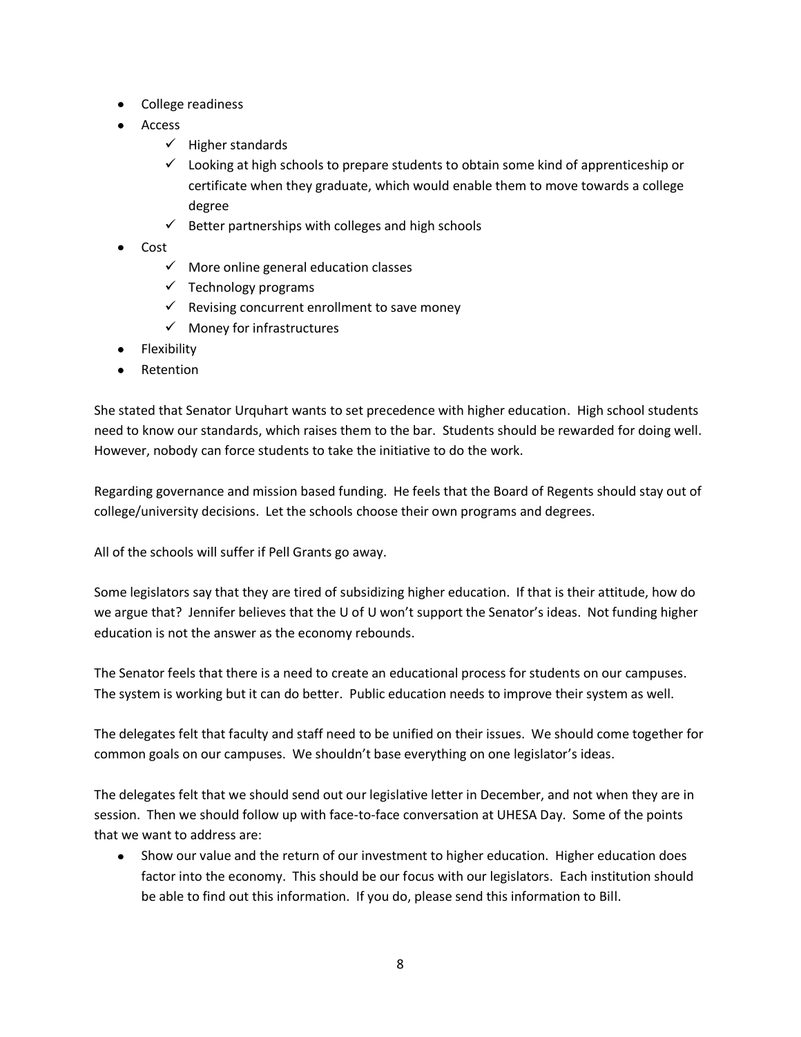- College readiness
- Access
  - ✓ Higher standards
  - ✓ Looking at high schools to prepare students to obtain some kind of apprenticeship or certificate when they graduate, which would enable them to move towards a college degree
  - ✓ Better partnerships with colleges and high schools
- Cost
  - ✓ More online general education classes
  - ✓ Technology programs
  - ✓ Revising concurrent enrollment to save money
  - ✓ Money for infrastructures
- Flexibility
- Retention

She stated that Senator Urquhart wants to set precedence with higher education. High school students need to know our standards, which raises them to the bar. Students should be rewarded for doing well. However, nobody can force students to take the initiative to do the work.

Regarding governance and mission based funding. He feels that the Board of Regents should stay out of college/university decisions. Let the schools choose their own programs and degrees.

All of the schools will suffer if Pell Grants go away.

Some legislators say that they are tired of subsidizing higher education. If that is their attitude, how do we argue that? Jennifer believes that the U of U won't support the Senator's ideas. Not funding higher education is not the answer as the economy rebounds.

The Senator feels that there is a need to create an educational process for students on our campuses. The system is working but it can do better. Public education needs to improve their system as well.

The delegates felt that faculty and staff need to be unified on their issues. We should come together for common goals on our campuses. We shouldn't base everything on one legislator's ideas.

The delegates felt that we should send out our legislative letter in December, and not when they are in session. Then we should follow up with face-to-face conversation at UHESA Day. Some of the points that we want to address are:

- Show our value and the return of our investment to higher education. Higher education does factor into the economy. This should be our focus with our legislators. Each institution should be able to find out this information. If you do, please send this information to Bill.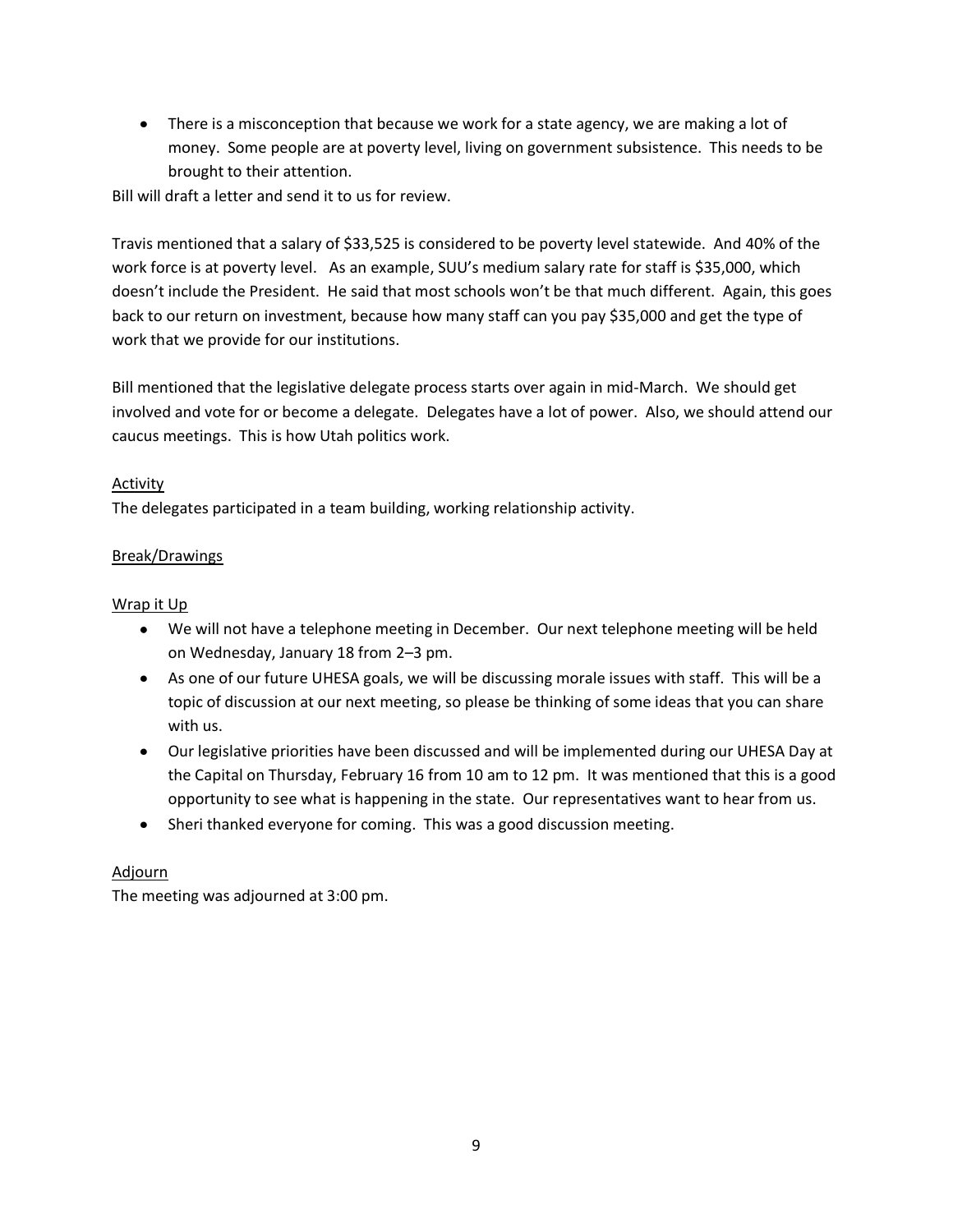- There is a misconception that because we work for a state agency, we are making a lot of money. Some people are at poverty level, living on government subsistence. This needs to be brought to their attention.

Bill will draft a letter and send it to us for review.

Travis mentioned that a salary of $33,525 is considered to be poverty level statewide. And 40% of the work force is at poverty level. As an example, SUU's medium salary rate for staff is $35,000, which doesn't include the President. He said that most schools won't be that much different. Again, this goes back to our return on investment, because how many staff can you pay $35,000 and get the type of work that we provide for our institutions.

Bill mentioned that the legislative delegate process starts over again in mid-March. We should get involved and vote for or become a delegate. Delegates have a lot of power. Also, we should attend our caucus meetings. This is how Utah politics work.

<u>Activity</u>

The delegates participated in a team building, working relationship activity.

<u>Break/Drawings</u>

<u>Wrap it Up</u>

- We will not have a telephone meeting in December. Our next telephone meeting will be held on Wednesday, January 18 from 2–3 pm.
- As one of our future UHESA goals, we will be discussing morale issues with staff. This will be a topic of discussion at our next meeting, so please be thinking of some ideas that you can share with us.
- Our legislative priorities have been discussed and will be implemented during our UHESA Day at the Capital on Thursday, February 16 from 10 am to 12 pm. It was mentioned that this is a good opportunity to see what is happening in the state. Our representatives want to hear from us.
- Sheri thanked everyone for coming. This was a good discussion meeting.

<u>Adjourn</u>

The meeting was adjourned at 3:00 pm.